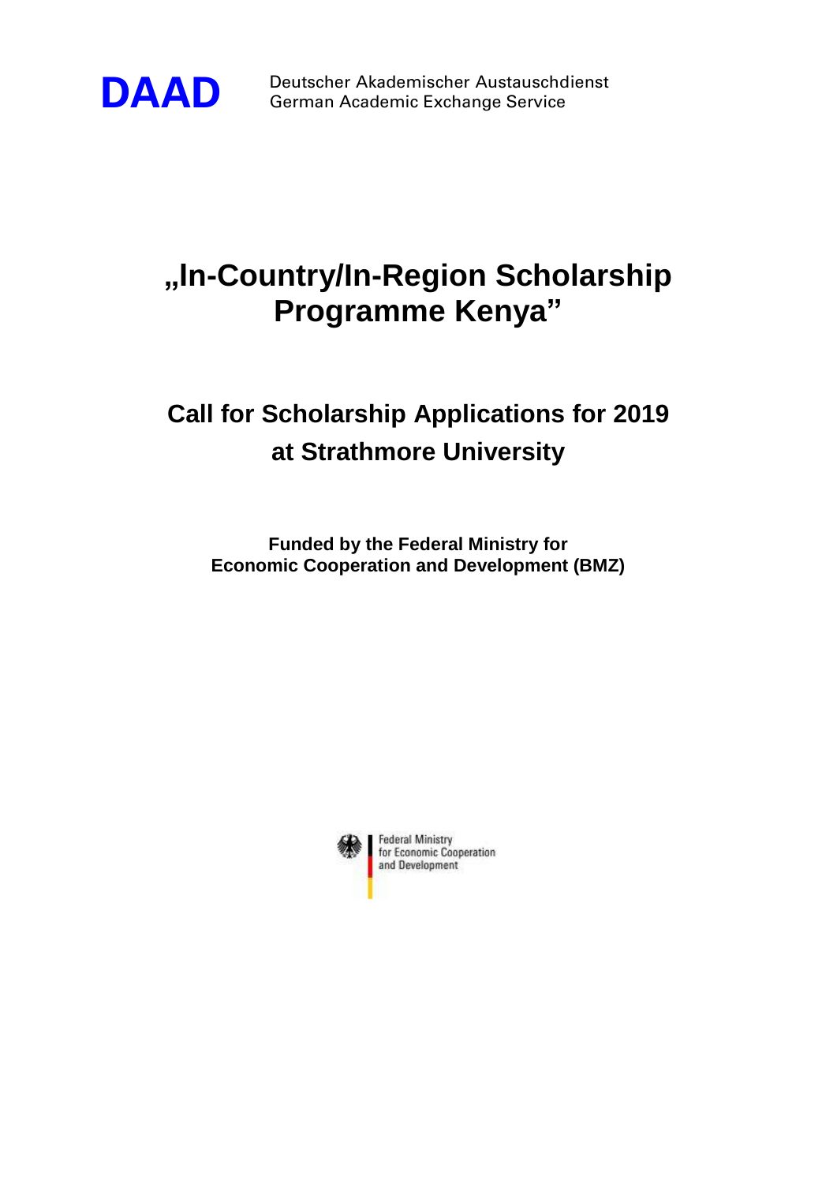**DAAD** Deutscher Akademischer Austauschdienst
German Academic Exchange Service

# „In-Country/In-Region Scholarship Programme Kenya"

## Call for Scholarship Applications for 2019 at Strathmore University

**Funded by the Federal Ministry for Economic Cooperation and Development (BMZ)**

Federal Ministry
for Economic Cooperation
and Development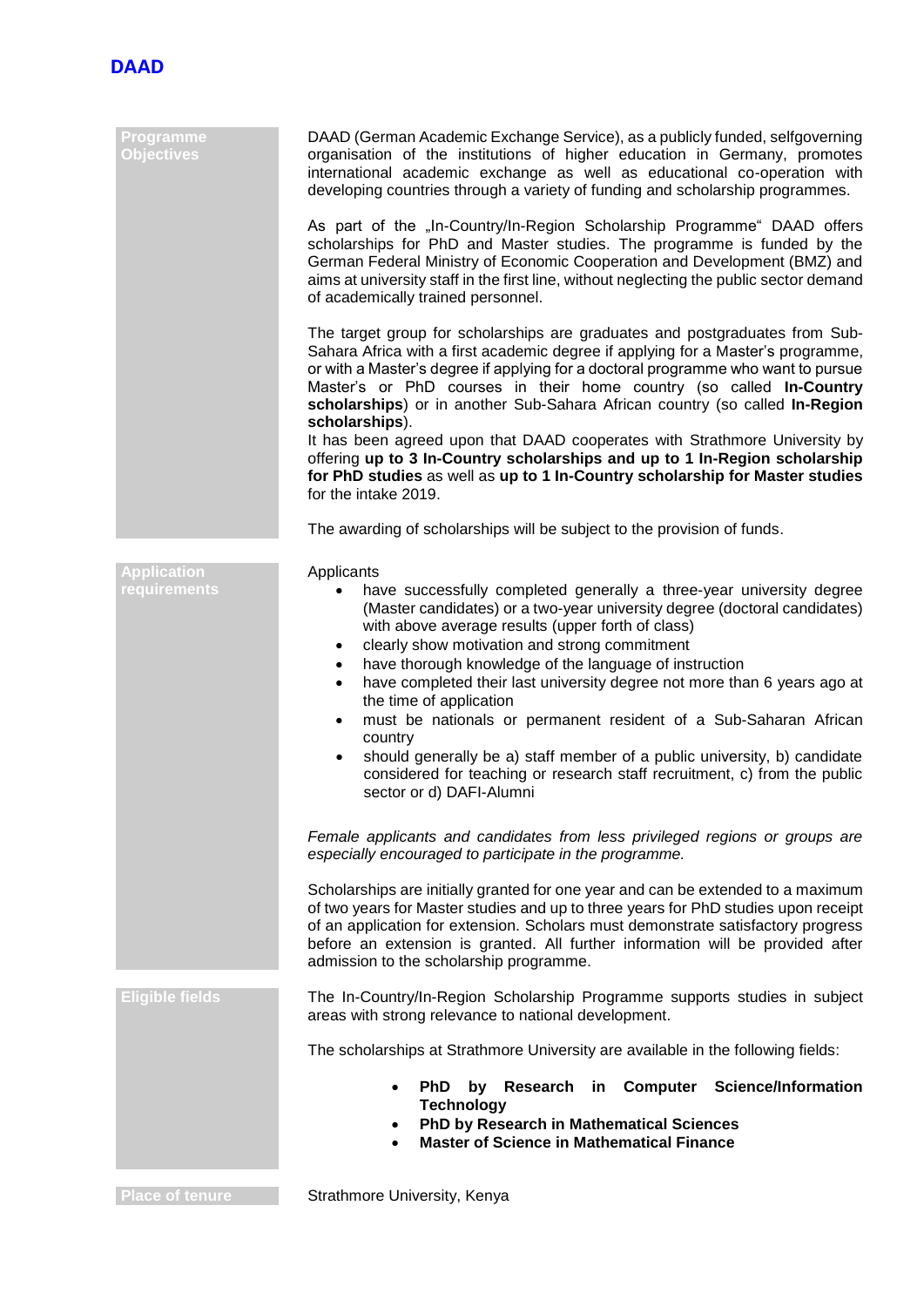**DAAD**

## Programme Objectives

DAAD (German Academic Exchange Service), as a publicly funded, selfgoverning organisation of the institutions of higher education in Germany, promotes international academic exchange as well as educational co-operation with developing countries through a variety of funding and scholarship programmes.

As part of the „In-Country/In-Region Scholarship Programme" DAAD offers scholarships for PhD and Master studies. The programme is funded by the German Federal Ministry of Economic Cooperation and Development (BMZ) and aims at university staff in the first line, without neglecting the public sector demand of academically trained personnel.

The target group for scholarships are graduates and postgraduates from Sub-Sahara Africa with a first academic degree if applying for a Master's programme, or with a Master's degree if applying for a doctoral programme who want to pursue Master's or PhD courses in their home country (so called **In-Country scholarships**) or in another Sub-Sahara African country (so called **In-Region scholarships**).
It has been agreed upon that DAAD cooperates with Strathmore University by offering **up to 3 In-Country scholarships and up to 1 In-Region scholarship for PhD studies** as well as **up to 1 In-Country scholarship for Master studies** for the intake 2019.

The awarding of scholarships will be subject to the provision of funds.

## Application requirements

Applicants

- have successfully completed generally a three-year university degree (Master candidates) or a two-year university degree (doctoral candidates) with above average results (upper forth of class)
- clearly show motivation and strong commitment
- have thorough knowledge of the language of instruction
- have completed their last university degree not more than 6 years ago at the time of application
- must be nationals or permanent resident of a Sub-Saharan African country
- should generally be a) staff member of a public university, b) candidate considered for teaching or research staff recruitment, c) from the public sector or d) DAFI-Alumni

*Female applicants and candidates from less privileged regions or groups are especially encouraged to participate in the programme.*

Scholarships are initially granted for one year and can be extended to a maximum of two years for Master studies and up to three years for PhD studies upon receipt of an application for extension. Scholars must demonstrate satisfactory progress before an extension is granted. All further information will be provided after admission to the scholarship programme.

## Eligible fields

The In-Country/In-Region Scholarship Programme supports studies in subject areas with strong relevance to national development.

The scholarships at Strathmore University are available in the following fields:

- **PhD by Research in Computer Science/Information Technology**
- **PhD by Research in Mathematical Sciences**
- **Master of Science in Mathematical Finance**

## Place of tenure

Strathmore University, Kenya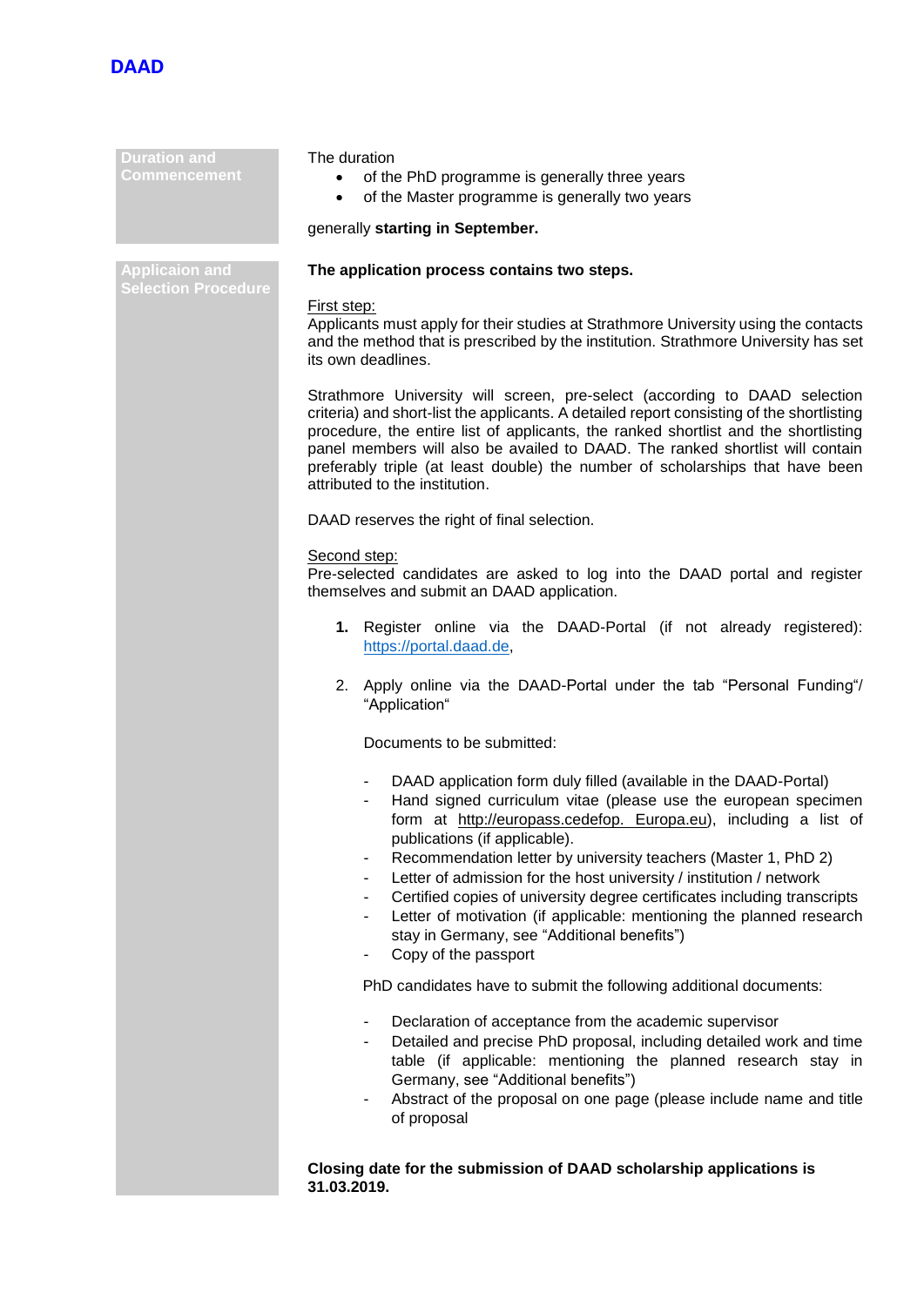**DAAD**

## Duration and Commencement

The duration

- of the PhD programme is generally three years
- of the Master programme is generally two years

generally **starting in September.**

## Applicaion and Selection Procedure

**The application process contains two steps.**

First step:
Applicants must apply for their studies at Strathmore University using the contacts and the method that is prescribed by the institution. Strathmore University has set its own deadlines.

Strathmore University will screen, pre-select (according to DAAD selection criteria) and short-list the applicants. A detailed report consisting of the shortlisting procedure, the entire list of applicants, the ranked shortlist and the shortlisting panel members will also be availed to DAAD. The ranked shortlist will contain preferably triple (at least double) the number of scholarships that have been attributed to the institution.

DAAD reserves the right of final selection.

Second step:
Pre-selected candidates are asked to log into the DAAD portal and register themselves and submit an DAAD application.

1. Register online via the DAAD-Portal (if not already registered): https://portal.daad.de,

2. Apply online via the DAAD-Portal under the tab "Personal Funding"/ "Application"

   Documents to be submitted:

   - DAAD application form duly filled (available in the DAAD-Portal)
   - Hand signed curriculum vitae (please use the european specimen form at http://europass.cedefop. Europa.eu), including a list of publications (if applicable).
   - Recommendation letter by university teachers (Master 1, PhD 2)
   - Letter of admission for the host university / institution / network
   - Certified copies of university degree certificates including transcripts
   - Letter of motivation (if applicable: mentioning the planned research stay in Germany, see "Additional benefits")
   - Copy of the passport

   PhD candidates have to submit the following additional documents:

   - Declaration of acceptance from the academic supervisor
   - Detailed and precise PhD proposal, including detailed work and time table (if applicable: mentioning the planned research stay in Germany, see "Additional benefits")
   - Abstract of the proposal on one page (please include name and title of proposal

**Closing date for the submission of DAAD scholarship applications is 31.03.2019.**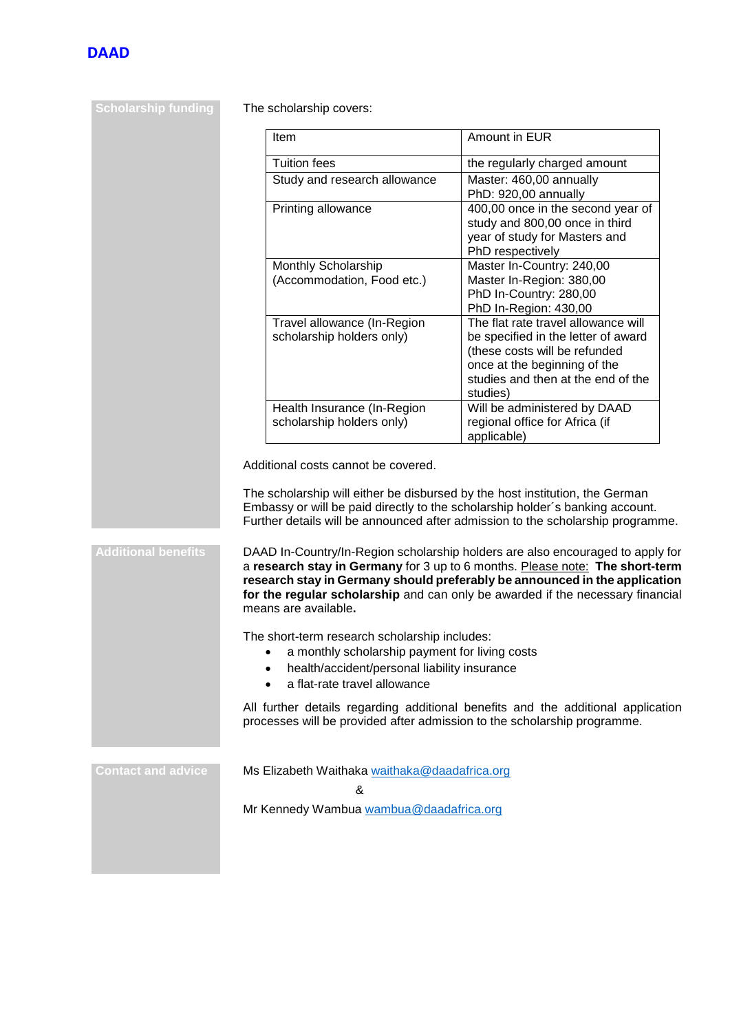## Scholarship funding

The scholarship covers:

| Item | Amount in EUR |
|---|---|
| Tuition fees | the regularly charged amount |
| Study and research allowance | Master: 460,00 annually<br>PhD: 920,00 annually |
| Printing allowance | 400,00 once in the second year of study and 800,00 once in third year of study for Masters and PhD respectively |
| Monthly Scholarship (Accommodation, Food etc.) | Master In-Country: 240,00<br>Master In-Region: 380,00<br>PhD In-Country: 280,00<br>PhD In-Region: 430,00 |
| Travel allowance (In-Region scholarship holders only) | The flat rate travel allowance will be specified in the letter of award (these costs will be refunded once at the beginning of the studies and then at the end of the studies) |
| Health Insurance (In-Region scholarship holders only) | Will be administered by DAAD regional office for Africa (if applicable) |

Additional costs cannot be covered.

The scholarship will either be disbursed by the host institution, the German Embassy or will be paid directly to the scholarship holder´s banking account. Further details will be announced after admission to the scholarship programme.

## Additional benefits

DAAD In-Country/In-Region scholarship holders are also encouraged to apply for a **research stay in Germany** for 3 up to 6 months. Please note: **The short-term research stay in Germany should preferably be announced in the application for the regular scholarship** and can only be awarded if the necessary financial means are available**.**

The short-term research scholarship includes:

- a monthly scholarship payment for living costs
- health/accident/personal liability insurance
- a flat-rate travel allowance

All further details regarding additional benefits and the additional application processes will be provided after admission to the scholarship programme.

## Contact and advice

Ms Elizabeth Waithaka waithaka@daadafrica.org

&

Mr Kennedy Wambua wambua@daadafrica.org